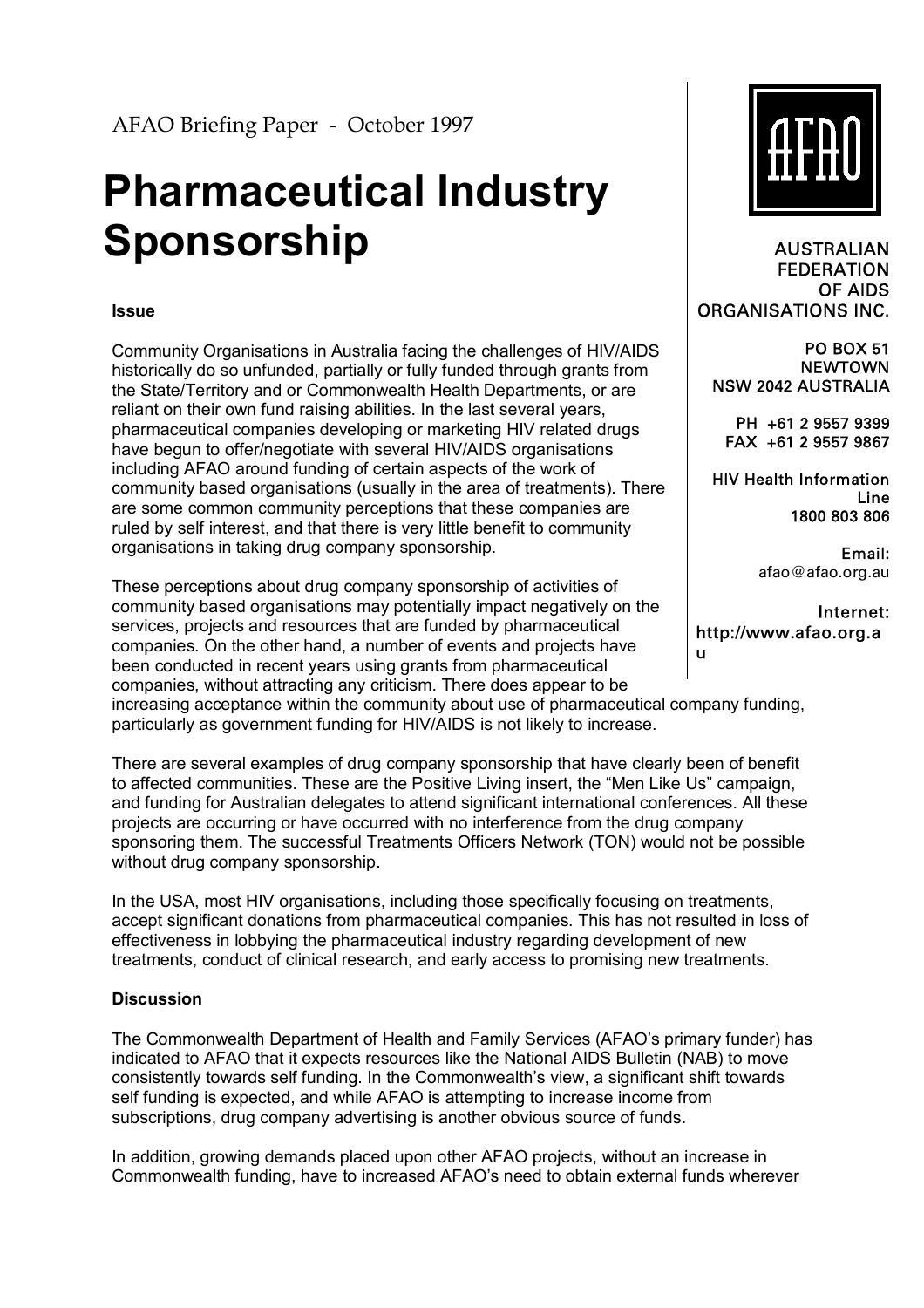AFAO Briefing Paper - October 1997

# Pharmaceutical Industry Sponsorship

AUSTRALIAN FEDERATION OF AIDS ORGANISATIONS INC.

PO BOX 51
NEWTOWN
NSW 2042 AUSTRALIA

PH +61 2 9557 9399
FAX +61 2 9557 9867

HIV Health Information Line
1800 803 806

Email:
afao@afao.org.au

Internet:
http://www.afao.org.au

**Issue**

Community Organisations in Australia facing the challenges of HIV/AIDS historically do so unfunded, partially or fully funded through grants from the State/Territory and or Commonwealth Health Departments, or are reliant on their own fund raising abilities. In the last several years, pharmaceutical companies developing or marketing HIV related drugs have begun to offer/negotiate with several HIV/AIDS organisations including AFAO around funding of certain aspects of the work of community based organisations (usually in the area of treatments). There are some common community perceptions that these companies are ruled by self interest, and that there is very little benefit to community organisations in taking drug company sponsorship.

These perceptions about drug company sponsorship of activities of community based organisations may potentially impact negatively on the services, projects and resources that are funded by pharmaceutical companies. On the other hand, a number of events and projects have been conducted in recent years using grants from pharmaceutical companies, without attracting any criticism. There does appear to be increasing acceptance within the community about use of pharmaceutical company funding, particularly as government funding for HIV/AIDS is not likely to increase.

There are several examples of drug company sponsorship that have clearly been of benefit to affected communities. These are the Positive Living insert, the "Men Like Us" campaign, and funding for Australian delegates to attend significant international conferences. All these projects are occurring or have occurred with no interference from the drug company sponsoring them. The successful Treatments Officers Network (TON) would not be possible without drug company sponsorship.

In the USA, most HIV organisations, including those specifically focusing on treatments, accept significant donations from pharmaceutical companies. This has not resulted in loss of effectiveness in lobbying the pharmaceutical industry regarding development of new treatments, conduct of clinical research, and early access to promising new treatments.

**Discussion**

The Commonwealth Department of Health and Family Services (AFAO's primary funder) has indicated to AFAO that it expects resources like the National AIDS Bulletin (NAB) to move consistently towards self funding. In the Commonwealth's view, a significant shift towards self funding is expected, and while AFAO is attempting to increase income from subscriptions, drug company advertising is another obvious source of funds.

In addition, growing demands placed upon other AFAO projects, without an increase in Commonwealth funding, have to increased AFAO's need to obtain external funds wherever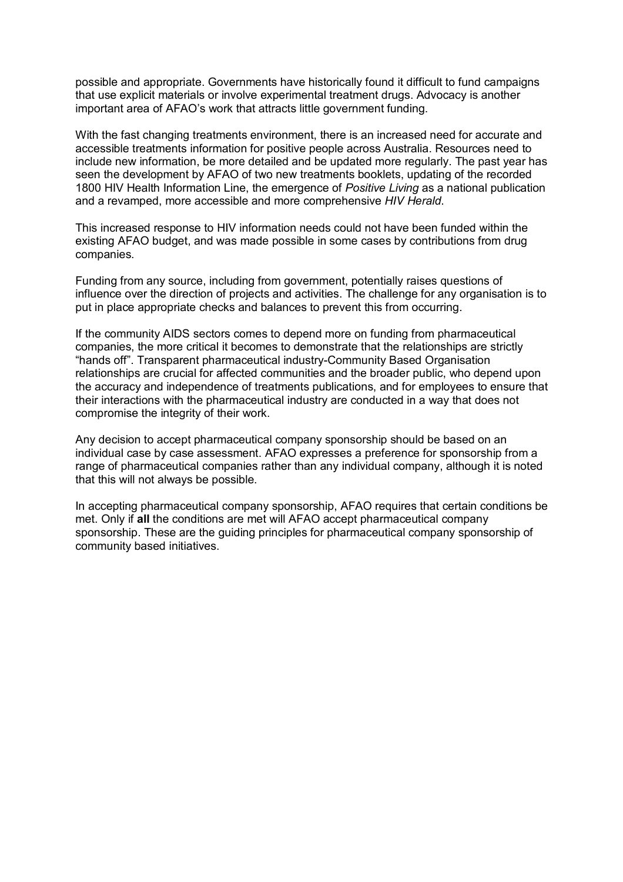possible and appropriate. Governments have historically found it difficult to fund campaigns that use explicit materials or involve experimental treatment drugs. Advocacy is another important area of AFAO's work that attracts little government funding.

With the fast changing treatments environment, there is an increased need for accurate and accessible treatments information for positive people across Australia. Resources need to include new information, be more detailed and be updated more regularly. The past year has seen the development by AFAO of two new treatments booklets, updating of the recorded 1800 HIV Health Information Line, the emergence of *Positive Living* as a national publication and a revamped, more accessible and more comprehensive *HIV Herald*.

This increased response to HIV information needs could not have been funded within the existing AFAO budget, and was made possible in some cases by contributions from drug companies.

Funding from any source, including from government, potentially raises questions of influence over the direction of projects and activities. The challenge for any organisation is to put in place appropriate checks and balances to prevent this from occurring.

If the community AIDS sectors comes to depend more on funding from pharmaceutical companies, the more critical it becomes to demonstrate that the relationships are strictly "hands off". Transparent pharmaceutical industry-Community Based Organisation relationships are crucial for affected communities and the broader public, who depend upon the accuracy and independence of treatments publications, and for employees to ensure that their interactions with the pharmaceutical industry are conducted in a way that does not compromise the integrity of their work.

Any decision to accept pharmaceutical company sponsorship should be based on an individual case by case assessment. AFAO expresses a preference for sponsorship from a range of pharmaceutical companies rather than any individual company, although it is noted that this will not always be possible.

In accepting pharmaceutical company sponsorship, AFAO requires that certain conditions be met. Only if **all** the conditions are met will AFAO accept pharmaceutical company sponsorship. These are the guiding principles for pharmaceutical company sponsorship of community based initiatives.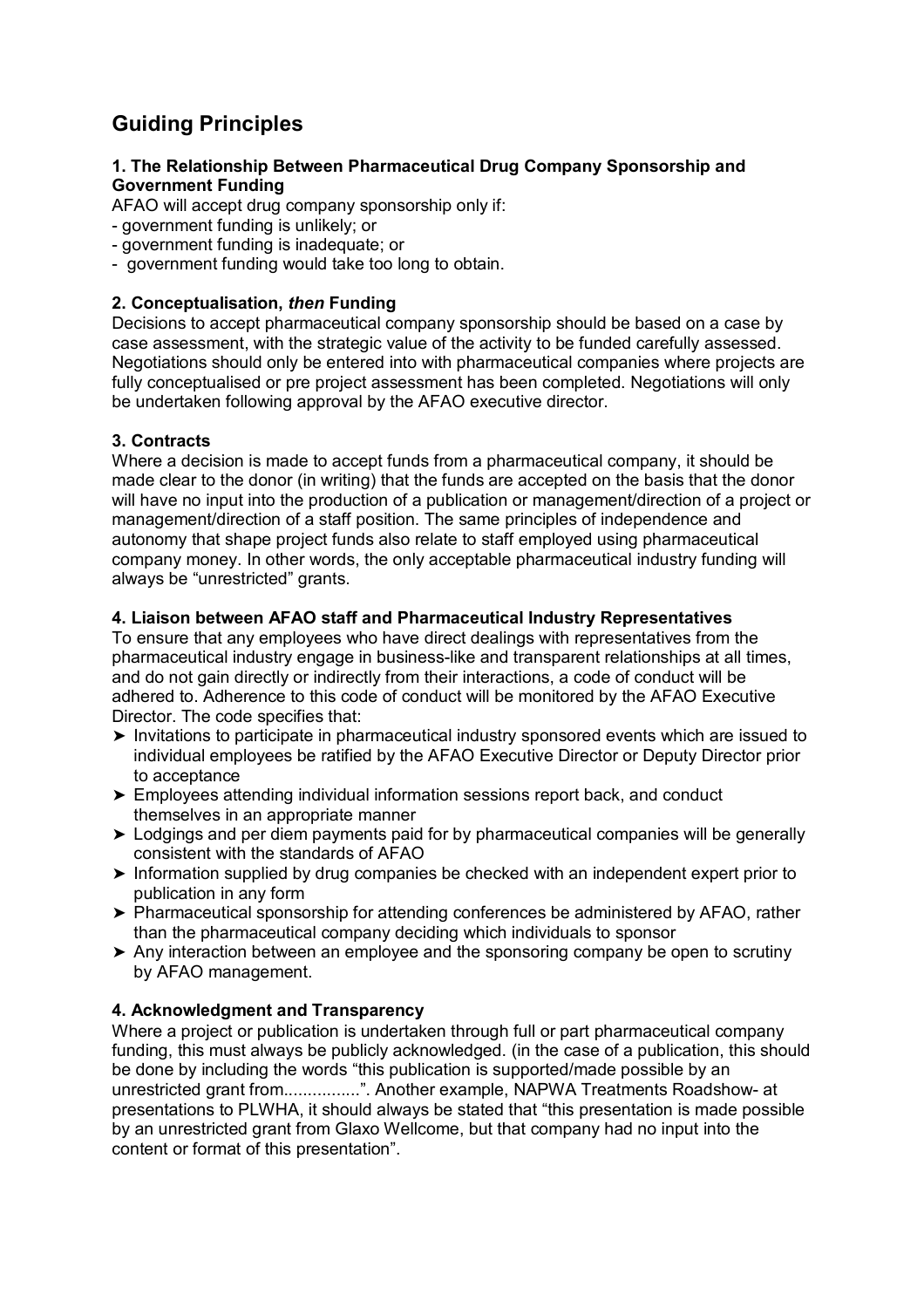# Guiding Principles

### 1. The Relationship Between Pharmaceutical Drug Company Sponsorship and Government Funding

AFAO will accept drug company sponsorship only if:

- government funding is unlikely; or
- government funding is inadequate; or
- government funding would take too long to obtain.

### 2. Conceptualisation, *then* Funding

Decisions to accept pharmaceutical company sponsorship should be based on a case by case assessment, with the strategic value of the activity to be funded carefully assessed. Negotiations should only be entered into with pharmaceutical companies where projects are fully conceptualised or pre project assessment has been completed. Negotiations will only be undertaken following approval by the AFAO executive director.

### 3. Contracts

Where a decision is made to accept funds from a pharmaceutical company, it should be made clear to the donor (in writing) that the funds are accepted on the basis that the donor will have no input into the production of a publication or management/direction of a project or management/direction of a staff position. The same principles of independence and autonomy that shape project funds also relate to staff employed using pharmaceutical company money. In other words, the only acceptable pharmaceutical industry funding will always be "unrestricted" grants.

### 4. Liaison between AFAO staff and Pharmaceutical Industry Representatives

To ensure that any employees who have direct dealings with representatives from the pharmaceutical industry engage in business-like and transparent relationships at all times, and do not gain directly or indirectly from their interactions, a code of conduct will be adhered to. Adherence to this code of conduct will be monitored by the AFAO Executive Director. The code specifies that:

- Invitations to participate in pharmaceutical industry sponsored events which are issued to individual employees be ratified by the AFAO Executive Director or Deputy Director prior to acceptance
- Employees attending individual information sessions report back, and conduct themselves in an appropriate manner
- Lodgings and per diem payments paid for by pharmaceutical companies will be generally consistent with the standards of AFAO
- Information supplied by drug companies be checked with an independent expert prior to publication in any form
- Pharmaceutical sponsorship for attending conferences be administered by AFAO, rather than the pharmaceutical company deciding which individuals to sponsor
- Any interaction between an employee and the sponsoring company be open to scrutiny by AFAO management.

### 4. Acknowledgment and Transparency

Where a project or publication is undertaken through full or part pharmaceutical company funding, this must always be publicly acknowledged. (in the case of a publication, this should be done by including the words "this publication is supported/made possible by an unrestricted grant from................". Another example, NAPWA Treatments Roadshow- at presentations to PLWHA, it should always be stated that "this presentation is made possible by an unrestricted grant from Glaxo Wellcome, but that company had no input into the content or format of this presentation".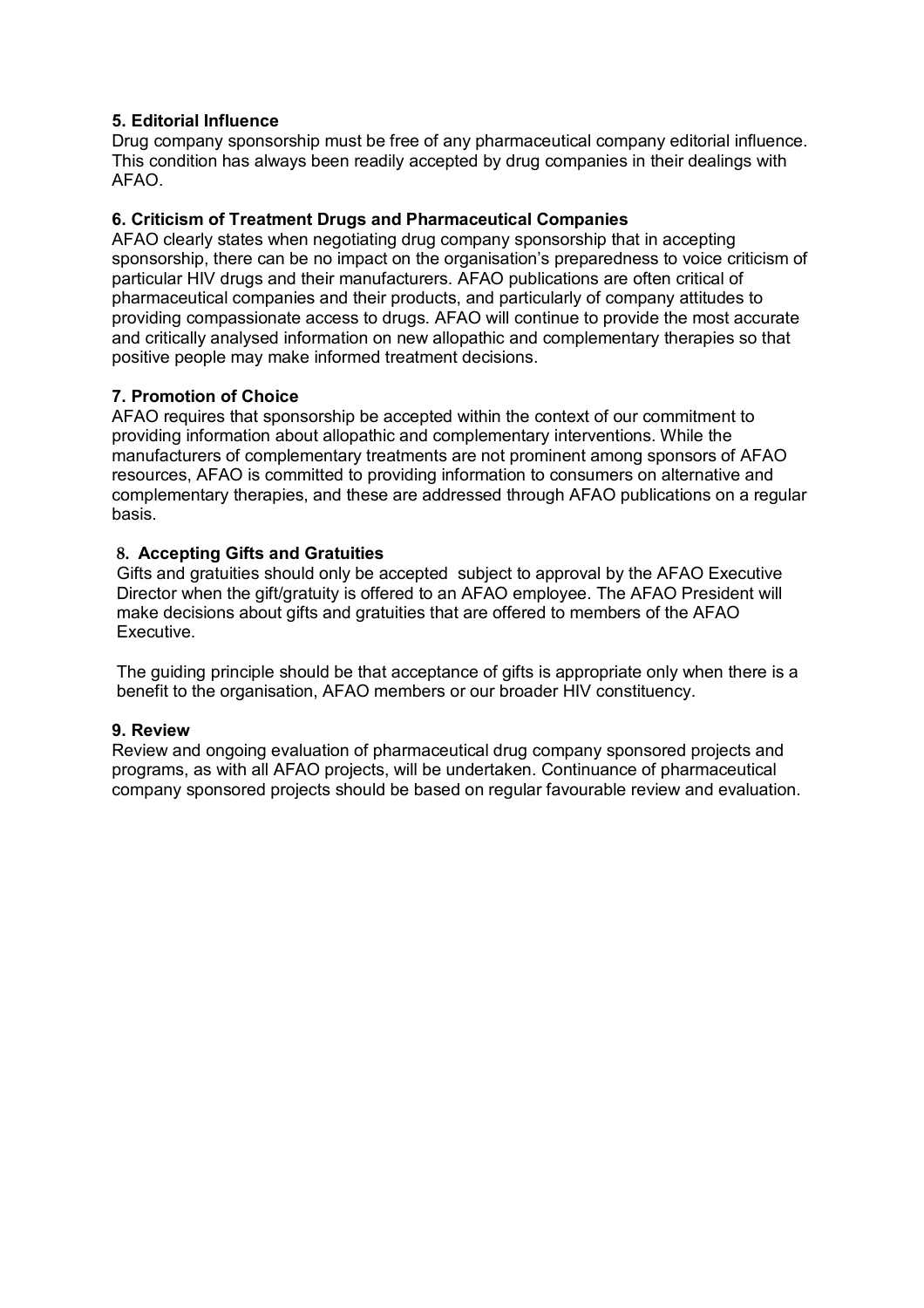**5. Editorial Influence**

Drug company sponsorship must be free of any pharmaceutical company editorial influence. This condition has always been readily accepted by drug companies in their dealings with AFAO.

**6. Criticism of Treatment Drugs and Pharmaceutical Companies**

AFAO clearly states when negotiating drug company sponsorship that in accepting sponsorship, there can be no impact on the organisation's preparedness to voice criticism of particular HIV drugs and their manufacturers. AFAO publications are often critical of pharmaceutical companies and their products, and particularly of company attitudes to providing compassionate access to drugs. AFAO will continue to provide the most accurate and critically analysed information on new allopathic and complementary therapies so that positive people may make informed treatment decisions.

**7. Promotion of Choice**

AFAO requires that sponsorship be accepted within the context of our commitment to providing information about allopathic and complementary interventions. While the manufacturers of complementary treatments are not prominent among sponsors of AFAO resources, AFAO is committed to providing information to consumers on alternative and complementary therapies, and these are addressed through AFAO publications on a regular basis.

**8. Accepting Gifts and Gratuities**

Gifts and gratuities should only be accepted subject to approval by the AFAO Executive Director when the gift/gratuity is offered to an AFAO employee. The AFAO President will make decisions about gifts and gratuities that are offered to members of the AFAO Executive.

The guiding principle should be that acceptance of gifts is appropriate only when there is a benefit to the organisation, AFAO members or our broader HIV constituency.

**9. Review**

Review and ongoing evaluation of pharmaceutical drug company sponsored projects and programs, as with all AFAO projects, will be undertaken. Continuance of pharmaceutical company sponsored projects should be based on regular favourable review and evaluation.